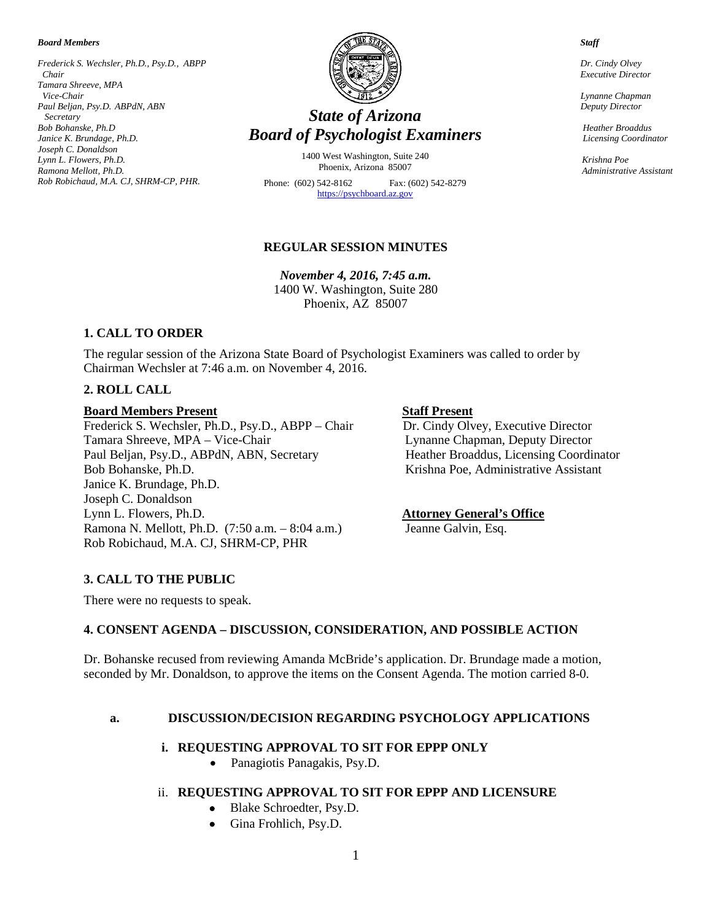***Board Members***

*Frederick S. Wechsler, Ph.D., Psy.D., ABPP*
*Chair*
*Tamara Shreeve, MPA*
*Vice-Chair*
*Paul Beljan, Psy.D. ABPdN, ABN*
*Secretary*
*Bob Bohanske, Ph.D*
*Janice K. Brundage, Ph.D.*
*Joseph C. Donaldson*
*Lynn L. Flowers, Ph.D.*
*Ramona Mellott, Ph.D.*
*Rob Robichaud, M.A. CJ, SHRM-CP, PHR.*

# *State of Arizona*
# *Board of Psychologist Examiners*

1400 West Washington, Suite 240
Phoenix, Arizona 85007

Phone: (602) 542-8162 Fax: (602) 542-8279
https://psychboard.az.gov

***Staff***

*Dr. Cindy Olvey*
*Executive Director*

*Lynanne Chapman*
*Deputy Director*

*Heather Broaddus*
*Licensing Coordinator*

*Krishna Poe*
*Administrative Assistant*

## REGULAR SESSION MINUTES

***November 4, 2016, 7:45 a.m.***
1400 W. Washington, Suite 280
Phoenix, AZ 85007

### 1. CALL TO ORDER

The regular session of the Arizona State Board of Psychologist Examiners was called to order by Chairman Wechsler at 7:46 a.m. on November 4, 2016.

### 2. ROLL CALL

**Board Members Present**

Frederick S. Wechsler, Ph.D., Psy.D., ABPP – Chair
Tamara Shreeve, MPA – Vice-Chair
Paul Beljan, Psy.D., ABPdN, ABN, Secretary
Bob Bohanske, Ph.D.
Janice K. Brundage, Ph.D.
Joseph C. Donaldson
Lynn L. Flowers, Ph.D.
Ramona N. Mellott, Ph.D. (7:50 a.m. – 8:04 a.m.)
Rob Robichaud, M.A. CJ, SHRM-CP, PHR

**Staff Present**

Dr. Cindy Olvey, Executive Director
Lynanne Chapman, Deputy Director
Heather Broaddus, Licensing Coordinator
Krishna Poe, Administrative Assistant

**Attorney General's Office**

Jeanne Galvin, Esq.

### 3. CALL TO THE PUBLIC

There were no requests to speak.

### 4. CONSENT AGENDA – DISCUSSION, CONSIDERATION, AND POSSIBLE ACTION

Dr. Bohanske recused from reviewing Amanda McBride's application. Dr. Brundage made a motion, seconded by Mr. Donaldson, to approve the items on the Consent Agenda. The motion carried 8-0.

**a. DISCUSSION/DECISION REGARDING PSYCHOLOGY APPLICATIONS**

**i. REQUESTING APPROVAL TO SIT FOR EPPP ONLY**

- Panagiotis Panagakis, Psy.D.

ii. **REQUESTING APPROVAL TO SIT FOR EPPP AND LICENSURE**

- Blake Schroedter, Psy.D.
- Gina Frohlich, Psy.D.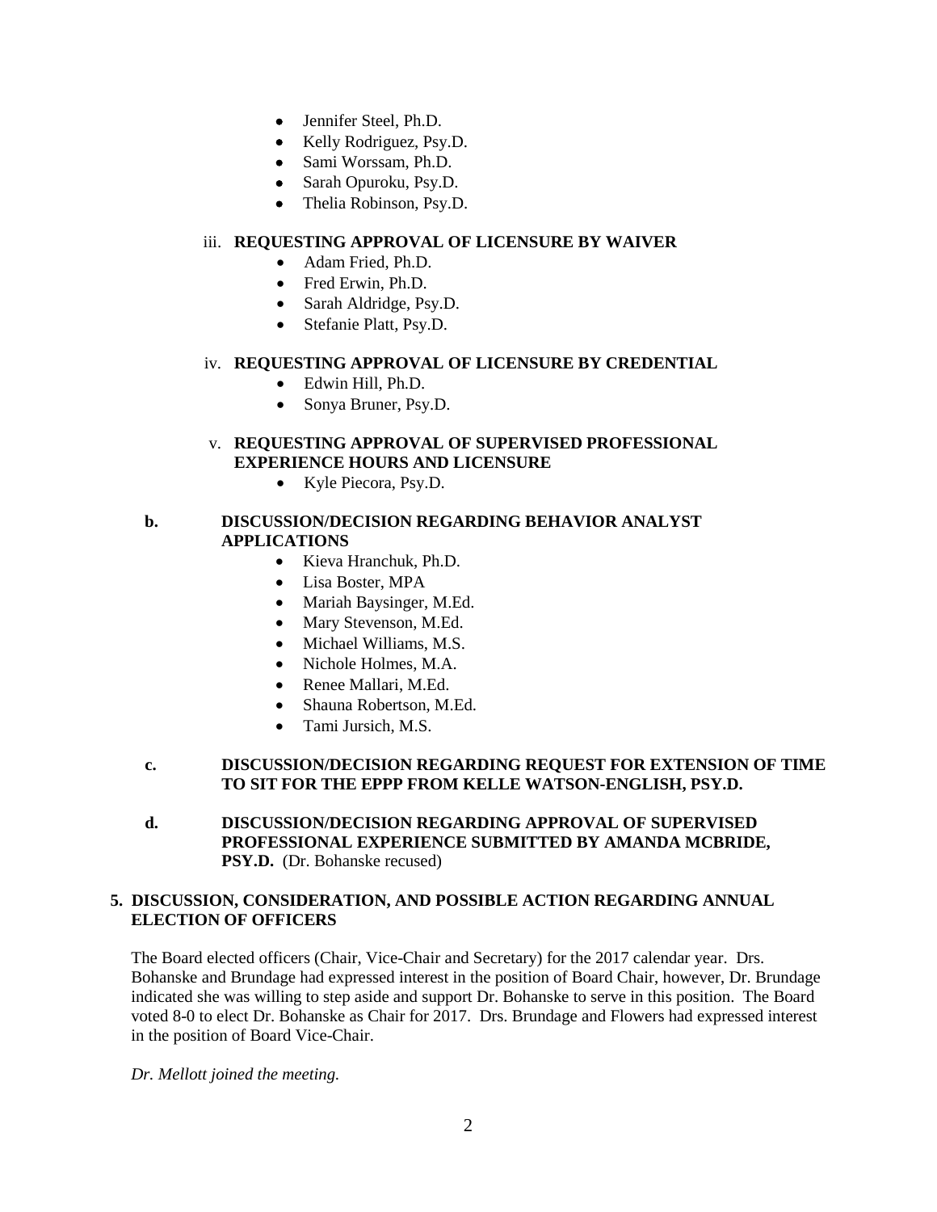- Jennifer Steel, Ph.D.
- Kelly Rodriguez, Psy.D.
- Sami Worssam, Ph.D.
- Sarah Opuroku, Psy.D.
- Thelia Robinson, Psy.D.

iii. **REQUESTING APPROVAL OF LICENSURE BY WAIVER**

- Adam Fried, Ph.D.
- Fred Erwin, Ph.D.
- Sarah Aldridge, Psy.D.
- Stefanie Platt, Psy.D.

iv. **REQUESTING APPROVAL OF LICENSURE BY CREDENTIAL**

- Edwin Hill, Ph.D.
- Sonya Bruner, Psy.D.

v. **REQUESTING APPROVAL OF SUPERVISED PROFESSIONAL EXPERIENCE HOURS AND LICENSURE**

- Kyle Piecora, Psy.D.

**b. DISCUSSION/DECISION REGARDING BEHAVIOR ANALYST APPLICATIONS**

- Kieva Hranchuk, Ph.D.
- Lisa Boster, MPA
- Mariah Baysinger, M.Ed.
- Mary Stevenson, M.Ed.
- Michael Williams, M.S.
- Nichole Holmes, M.A.
- Renee Mallari, M.Ed.
- Shauna Robertson, M.Ed.
- Tami Jursich, M.S.

**c. DISCUSSION/DECISION REGARDING REQUEST FOR EXTENSION OF TIME TO SIT FOR THE EPPP FROM KELLE WATSON-ENGLISH, PSY.D.**

**d. DISCUSSION/DECISION REGARDING APPROVAL OF SUPERVISED PROFESSIONAL EXPERIENCE SUBMITTED BY AMANDA MCBRIDE, PSY.D.** (Dr. Bohanske recused)

**5. DISCUSSION, CONSIDERATION, AND POSSIBLE ACTION REGARDING ANNUAL ELECTION OF OFFICERS**

The Board elected officers (Chair, Vice-Chair and Secretary) for the 2017 calendar year. Drs. Bohanske and Brundage had expressed interest in the position of Board Chair, however, Dr. Brundage indicated she was willing to step aside and support Dr. Bohanske to serve in this position. The Board voted 8-0 to elect Dr. Bohanske as Chair for 2017. Drs. Brundage and Flowers had expressed interest in the position of Board Vice-Chair.

*Dr. Mellott joined the meeting.*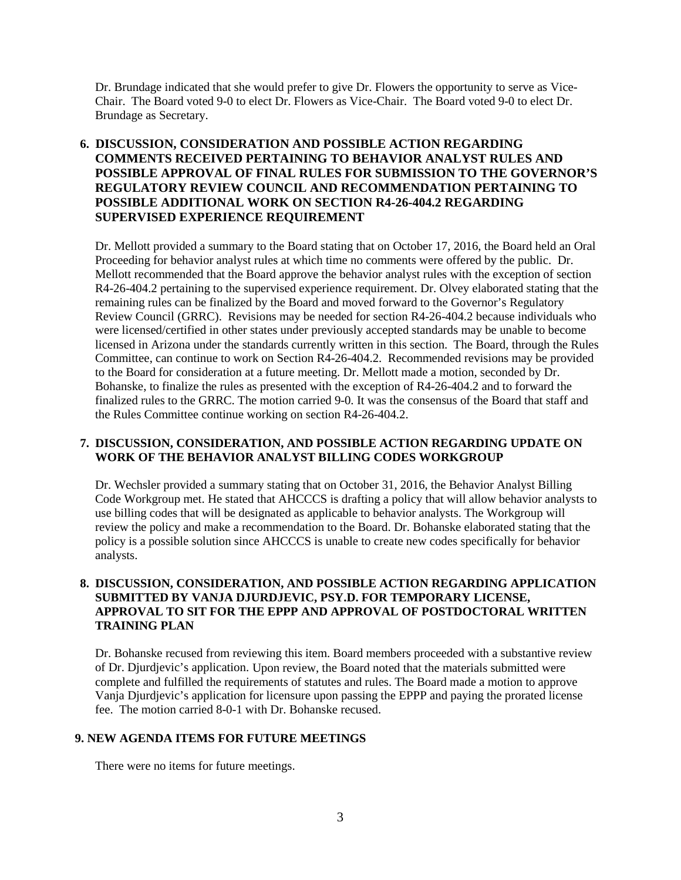Dr. Brundage indicated that she would prefer to give Dr. Flowers the opportunity to serve as Vice-Chair. The Board voted 9-0 to elect Dr. Flowers as Vice-Chair. The Board voted 9-0 to elect Dr. Brundage as Secretary.

## 6. DISCUSSION, CONSIDERATION AND POSSIBLE ACTION REGARDING COMMENTS RECEIVED PERTAINING TO BEHAVIOR ANALYST RULES AND POSSIBLE APPROVAL OF FINAL RULES FOR SUBMISSION TO THE GOVERNOR'S REGULATORY REVIEW COUNCIL AND RECOMMENDATION PERTAINING TO POSSIBLE ADDITIONAL WORK ON SECTION R4-26-404.2 REGARDING SUPERVISED EXPERIENCE REQUIREMENT

Dr. Mellott provided a summary to the Board stating that on October 17, 2016, the Board held an Oral Proceeding for behavior analyst rules at which time no comments were offered by the public. Dr. Mellott recommended that the Board approve the behavior analyst rules with the exception of section R4-26-404.2 pertaining to the supervised experience requirement. Dr. Olvey elaborated stating that the remaining rules can be finalized by the Board and moved forward to the Governor's Regulatory Review Council (GRRC). Revisions may be needed for section R4-26-404.2 because individuals who were licensed/certified in other states under previously accepted standards may be unable to become licensed in Arizona under the standards currently written in this section. The Board, through the Rules Committee, can continue to work on Section R4-26-404.2. Recommended revisions may be provided to the Board for consideration at a future meeting. Dr. Mellott made a motion, seconded by Dr. Bohanske, to finalize the rules as presented with the exception of R4-26-404.2 and to forward the finalized rules to the GRRC. The motion carried 9-0. It was the consensus of the Board that staff and the Rules Committee continue working on section R4-26-404.2.

## 7. DISCUSSION, CONSIDERATION, AND POSSIBLE ACTION REGARDING UPDATE ON WORK OF THE BEHAVIOR ANALYST BILLING CODES WORKGROUP

Dr. Wechsler provided a summary stating that on October 31, 2016, the Behavior Analyst Billing Code Workgroup met. He stated that AHCCCS is drafting a policy that will allow behavior analysts to use billing codes that will be designated as applicable to behavior analysts. The Workgroup will review the policy and make a recommendation to the Board. Dr. Bohanske elaborated stating that the policy is a possible solution since AHCCCS is unable to create new codes specifically for behavior analysts.

## 8. DISCUSSION, CONSIDERATION, AND POSSIBLE ACTION REGARDING APPLICATION SUBMITTED BY VANJA DJURDJEVIC, PSY.D. FOR TEMPORARY LICENSE, APPROVAL TO SIT FOR THE EPPP AND APPROVAL OF POSTDOCTORAL WRITTEN TRAINING PLAN

Dr. Bohanske recused from reviewing this item. Board members proceeded with a substantive review of Dr. Djurdjevic's application. Upon review, the Board noted that the materials submitted were complete and fulfilled the requirements of statutes and rules. The Board made a motion to approve Vanja Djurdjevic's application for licensure upon passing the EPPP and paying the prorated license fee. The motion carried 8-0-1 with Dr. Bohanske recused.

## 9. NEW AGENDA ITEMS FOR FUTURE MEETINGS

There were no items for future meetings.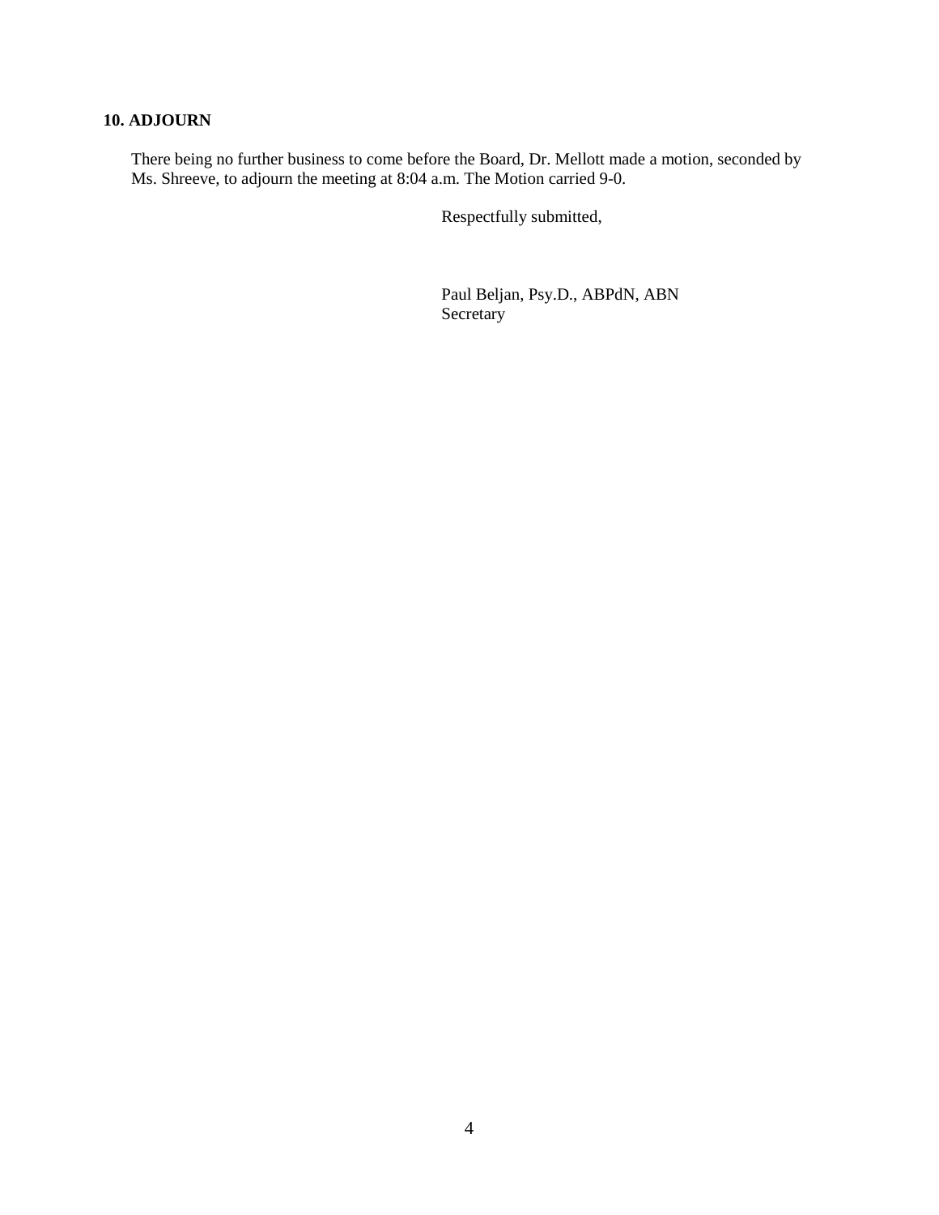**10. ADJOURN**

There being no further business to come before the Board, Dr. Mellott made a motion, seconded by Ms. Shreeve, to adjourn the meeting at 8:04 a.m. The Motion carried 9-0.

Respectfully submitted,

Paul Beljan, Psy.D., ABPdN, ABN
Secretary